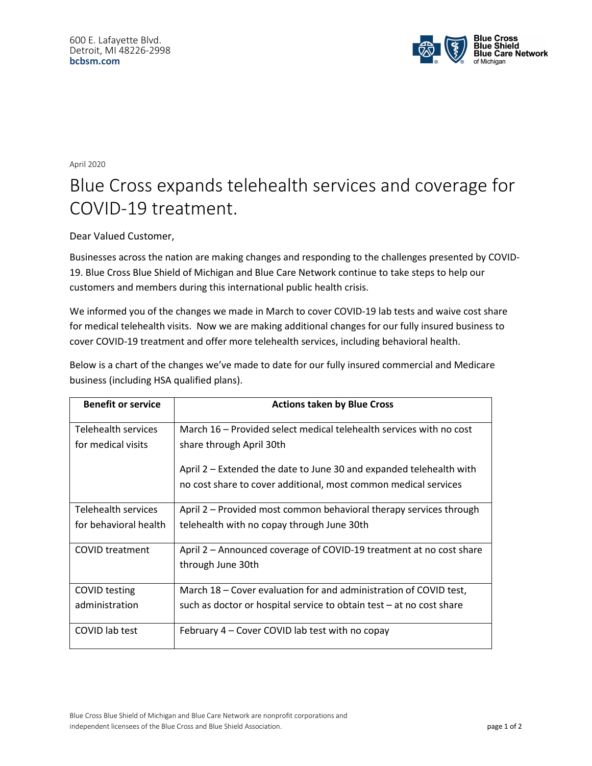600 E. Lafayette Blvd.
Detroit, MI 48226-2998
**bcbsm.com**

**Blue Cross Blue Shield Blue Care Network** of Michigan

April 2020

# Blue Cross expands telehealth services and coverage for COVID-19 treatment.

Dear Valued Customer,

Businesses across the nation are making changes and responding to the challenges presented by COVID-19. Blue Cross Blue Shield of Michigan and Blue Care Network continue to take steps to help our customers and members during this international public health crisis.

We informed you of the changes we made in March to cover COVID-19 lab tests and waive cost share for medical telehealth visits. Now we are making additional changes for our fully insured business to cover COVID-19 treatment and offer more telehealth services, including behavioral health.

Below is a chart of the changes we've made to date for our fully insured commercial and Medicare business (including HSA qualified plans).

| Benefit or service | Actions taken by Blue Cross |
| --- | --- |
| Telehealth services for medical visits | March 16 – Provided select medical telehealth services with no cost share through April 30th<br><br>April 2 – Extended the date to June 30 and expanded telehealth with no cost share to cover additional, most common medical services |
| Telehealth services for behavioral health | April 2 – Provided most common behavioral therapy services through telehealth with no copay through June 30th |
| COVID treatment | April 2 – Announced coverage of COVID-19 treatment at no cost share through June 30th |
| COVID testing administration | March 18 – Cover evaluation for and administration of COVID test, such as doctor or hospital service to obtain test – at no cost share |
| COVID lab test | February 4 – Cover COVID lab test with no copay |

Blue Cross Blue Shield of Michigan and Blue Care Network are nonprofit corporations and independent licensees of the Blue Cross and Blue Shield Association.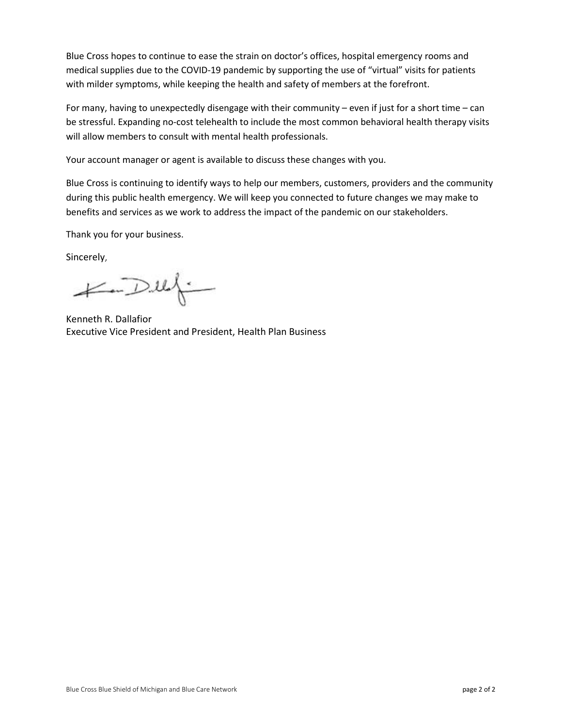Blue Cross hopes to continue to ease the strain on doctor's offices, hospital emergency rooms and medical supplies due to the COVID-19 pandemic by supporting the use of "virtual" visits for patients with milder symptoms, while keeping the health and safety of members at the forefront.

For many, having to unexpectedly disengage with their community – even if just for a short time – can be stressful. Expanding no-cost telehealth to include the most common behavioral health therapy visits will allow members to consult with mental health professionals.

Your account manager or agent is available to discuss these changes with you.

Blue Cross is continuing to identify ways to help our members, customers, providers and the community during this public health emergency. We will keep you connected to future changes we may make to benefits and services as we work to address the impact of the pandemic on our stakeholders.

Thank you for your business.

Sincerely,

Kenneth R. Dallafior
Executive Vice President and President, Health Plan Business